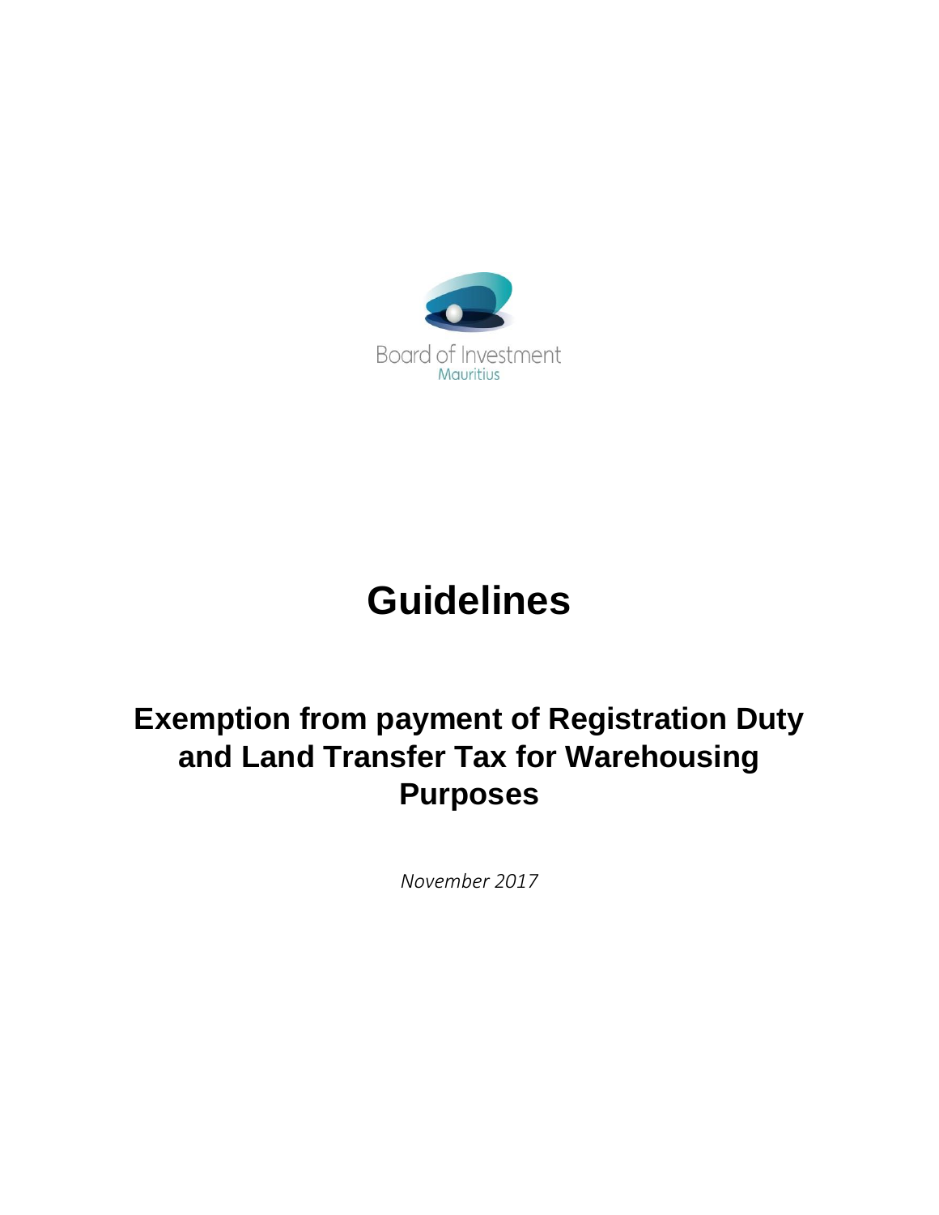Board of Investment
Mauritius

# Guidelines

## Exemption from payment of Registration Duty and Land Transfer Tax for Warehousing Purposes

*November 2017*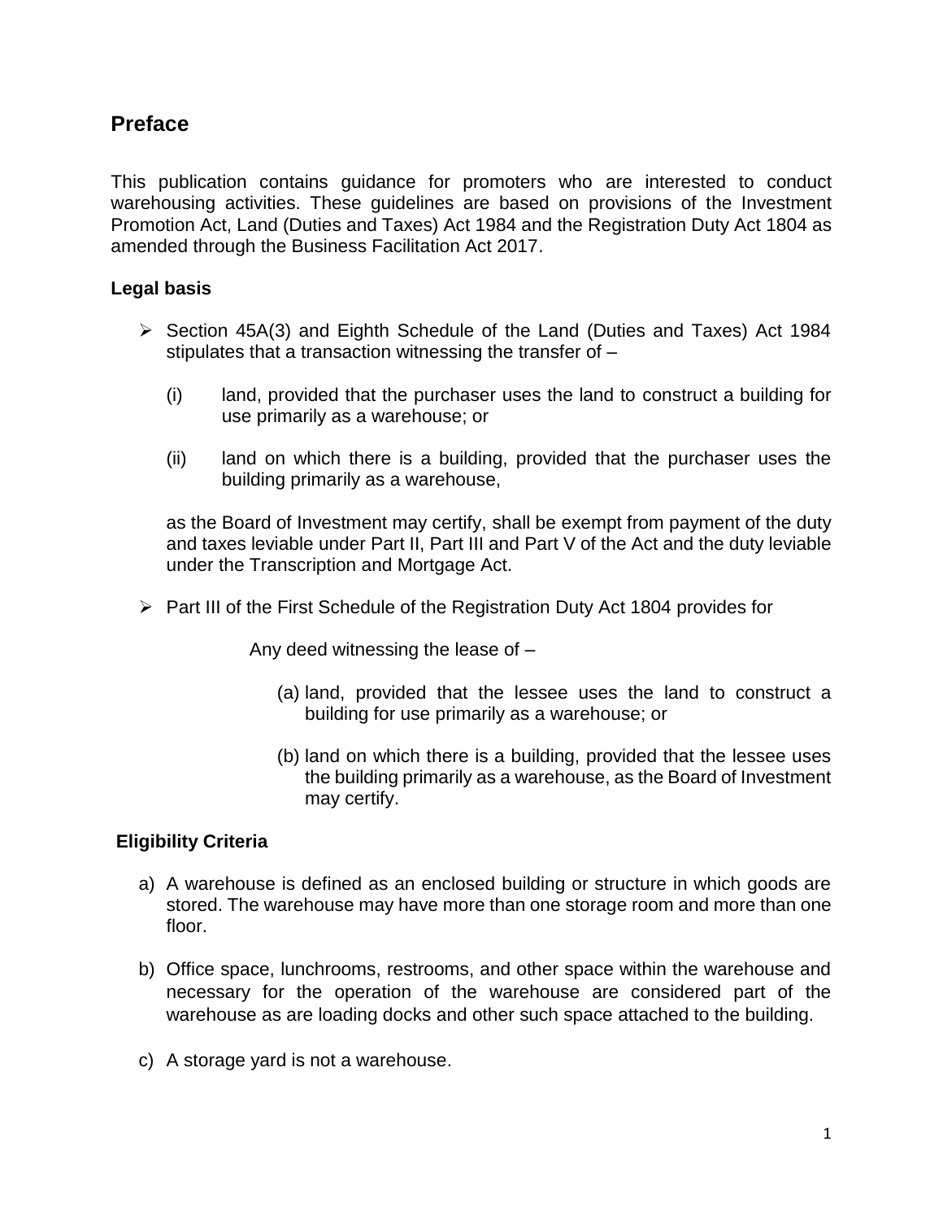## Preface

This publication contains guidance for promoters who are interested to conduct warehousing activities. These guidelines are based on provisions of the Investment Promotion Act, Land (Duties and Taxes) Act 1984 and the Registration Duty Act 1804 as amended through the Business Facilitation Act 2017.

### Legal basis

- Section 45A(3) and Eighth Schedule of the Land (Duties and Taxes) Act 1984 stipulates that a transaction witnessing the transfer of –

  (i) land, provided that the purchaser uses the land to construct a building for use primarily as a warehouse; or

  (ii) land on which there is a building, provided that the purchaser uses the building primarily as a warehouse,

  as the Board of Investment may certify, shall be exempt from payment of the duty and taxes leviable under Part II, Part III and Part V of the Act and the duty leviable under the Transcription and Mortgage Act.

- Part III of the First Schedule of the Registration Duty Act 1804 provides for

  Any deed witnessing the lease of –

  (a) land, provided that the lessee uses the land to construct a building for use primarily as a warehouse; or

  (b) land on which there is a building, provided that the lessee uses the building primarily as a warehouse, as the Board of Investment may certify.

### Eligibility Criteria

a) A warehouse is defined as an enclosed building or structure in which goods are stored. The warehouse may have more than one storage room and more than one floor.

b) Office space, lunchrooms, restrooms, and other space within the warehouse and necessary for the operation of the warehouse are considered part of the warehouse as are loading docks and other such space attached to the building.

c) A storage yard is not a warehouse.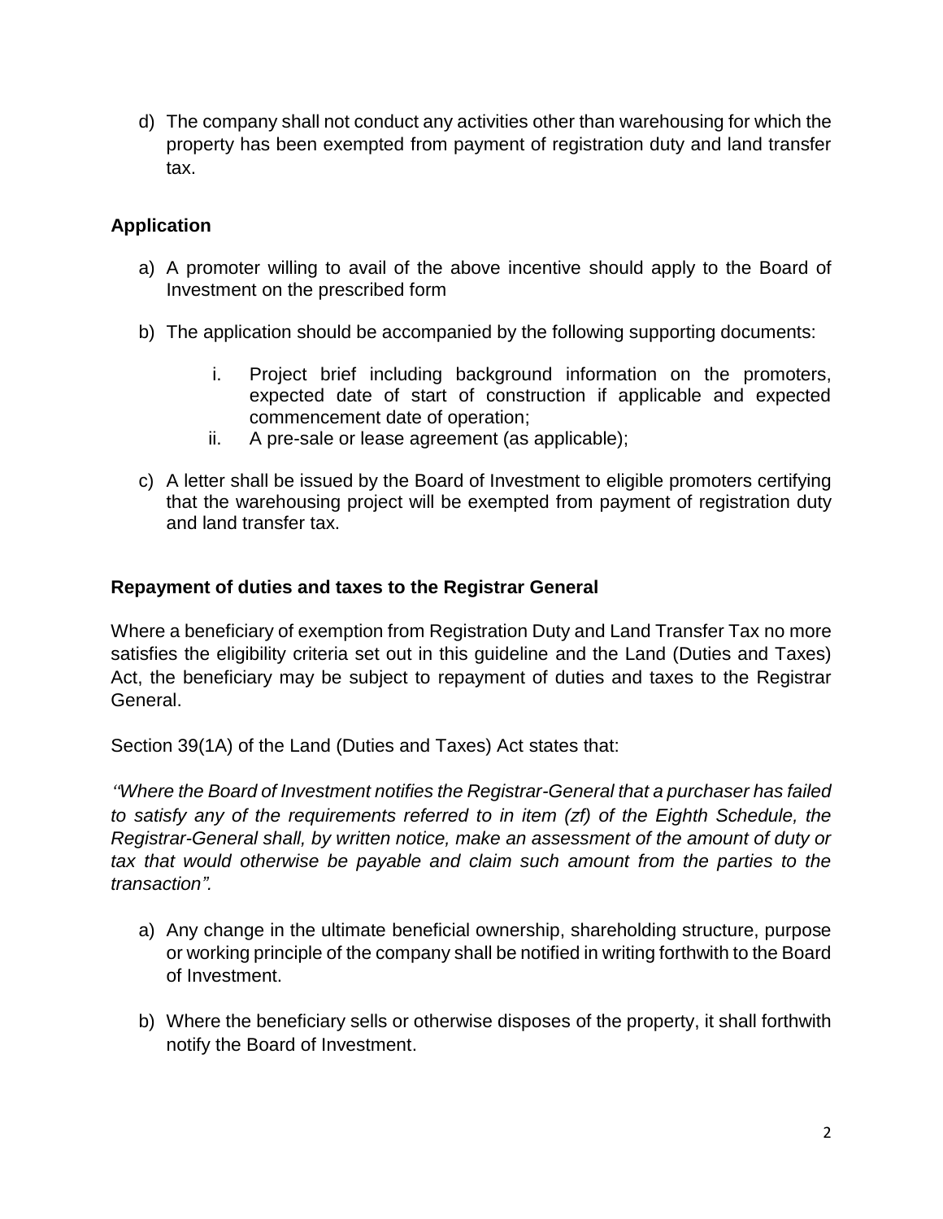d) The company shall not conduct any activities other than warehousing for which the property has been exempted from payment of registration duty and land transfer tax.

**Application**

a) A promoter willing to avail of the above incentive should apply to the Board of Investment on the prescribed form

b) The application should be accompanied by the following supporting documents:

   i. Project brief including background information on the promoters, expected date of start of construction if applicable and expected commencement date of operation;
   ii. A pre-sale or lease agreement (as applicable);

c) A letter shall be issued by the Board of Investment to eligible promoters certifying that the warehousing project will be exempted from payment of registration duty and land transfer tax.

**Repayment of duties and taxes to the Registrar General**

Where a beneficiary of exemption from Registration Duty and Land Transfer Tax no more satisfies the eligibility criteria set out in this guideline and the Land (Duties and Taxes) Act, the beneficiary may be subject to repayment of duties and taxes to the Registrar General.

Section 39(1A) of the Land (Duties and Taxes) Act states that:

*"Where the Board of Investment notifies the Registrar-General that a purchaser has failed to satisfy any of the requirements referred to in item (zf) of the Eighth Schedule, the Registrar-General shall, by written notice, make an assessment of the amount of duty or tax that would otherwise be payable and claim such amount from the parties to the transaction".*

a) Any change in the ultimate beneficial ownership, shareholding structure, purpose or working principle of the company shall be notified in writing forthwith to the Board of Investment.

b) Where the beneficiary sells or otherwise disposes of the property, it shall forthwith notify the Board of Investment.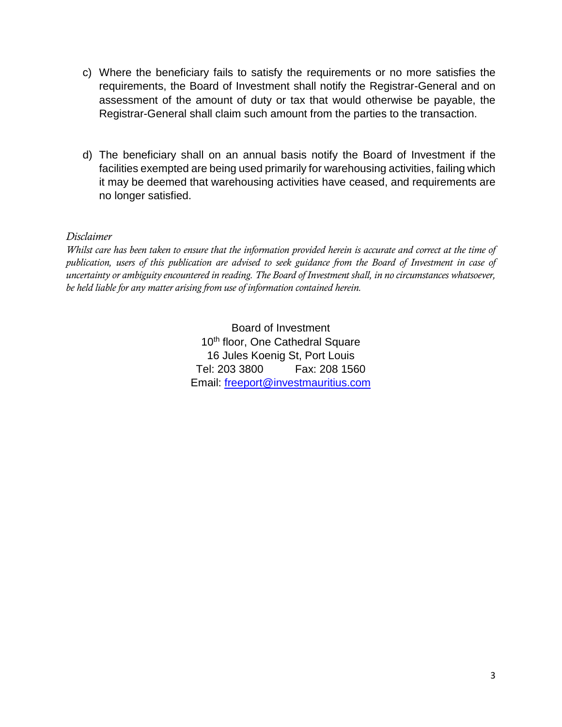c) Where the beneficiary fails to satisfy the requirements or no more satisfies the requirements, the Board of Investment shall notify the Registrar-General and on assessment of the amount of duty or tax that would otherwise be payable, the Registrar-General shall claim such amount from the parties to the transaction.

d) The beneficiary shall on an annual basis notify the Board of Investment if the facilities exempted are being used primarily for warehousing activities, failing which it may be deemed that warehousing activities have ceased, and requirements are no longer satisfied.

*Disclaimer*

*Whilst care has been taken to ensure that the information provided herein is accurate and correct at the time of publication, users of this publication are advised to seek guidance from the Board of Investment in case of uncertainty or ambiguity encountered in reading. The Board of Investment shall, in no circumstances whatsoever, be held liable for any matter arising from use of information contained herein.*

Board of Investment
10th floor, One Cathedral Square
16 Jules Koenig St, Port Louis
Tel: 203 3800 Fax: 208 1560
Email: freeport@investmauritius.com